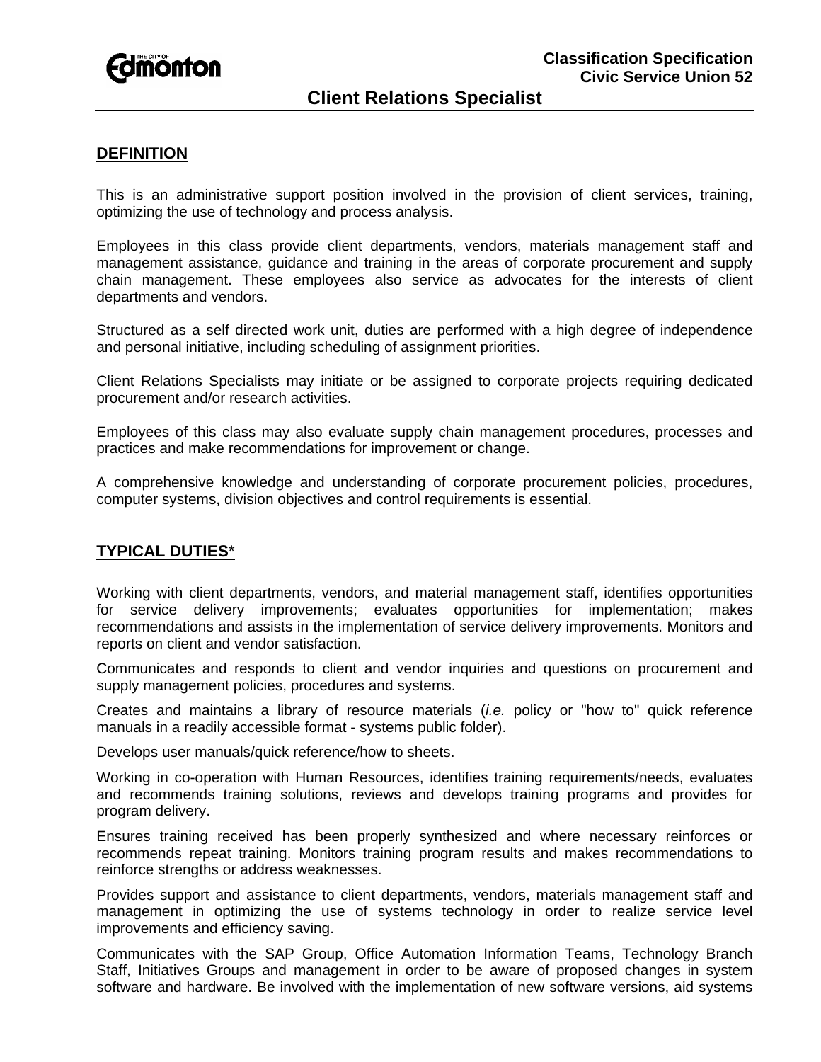Classification Specification
Civic Service Union 52

# Client Relations Specialist

## DEFINITION

This is an administrative support position involved in the provision of client services, training, optimizing the use of technology and process analysis.

Employees in this class provide client departments, vendors, materials management staff and management assistance, guidance and training in the areas of corporate procurement and supply chain management. These employees also service as advocates for the interests of client departments and vendors.

Structured as a self directed work unit, duties are performed with a high degree of independence and personal initiative, including scheduling of assignment priorities.

Client Relations Specialists may initiate or be assigned to corporate projects requiring dedicated procurement and/or research activities.

Employees of this class may also evaluate supply chain management procedures, processes and practices and make recommendations for improvement or change.

A comprehensive knowledge and understanding of corporate procurement policies, procedures, computer systems, division objectives and control requirements is essential.

## TYPICAL DUTIES*

Working with client departments, vendors, and material management staff, identifies opportunities for service delivery improvements; evaluates opportunities for implementation; makes recommendations and assists in the implementation of service delivery improvements. Monitors and reports on client and vendor satisfaction.

Communicates and responds to client and vendor inquiries and questions on procurement and supply management policies, procedures and systems.

Creates and maintains a library of resource materials (*i.e.* policy or "how to" quick reference manuals in a readily accessible format - systems public folder).

Develops user manuals/quick reference/how to sheets.

Working in co-operation with Human Resources, identifies training requirements/needs, evaluates and recommends training solutions, reviews and develops training programs and provides for program delivery.

Ensures training received has been properly synthesized and where necessary reinforces or recommends repeat training. Monitors training program results and makes recommendations to reinforce strengths or address weaknesses.

Provides support and assistance to client departments, vendors, materials management staff and management in optimizing the use of systems technology in order to realize service level improvements and efficiency saving.

Communicates with the SAP Group, Office Automation Information Teams, Technology Branch Staff, Initiatives Groups and management in order to be aware of proposed changes in system software and hardware. Be involved with the implementation of new software versions, aid systems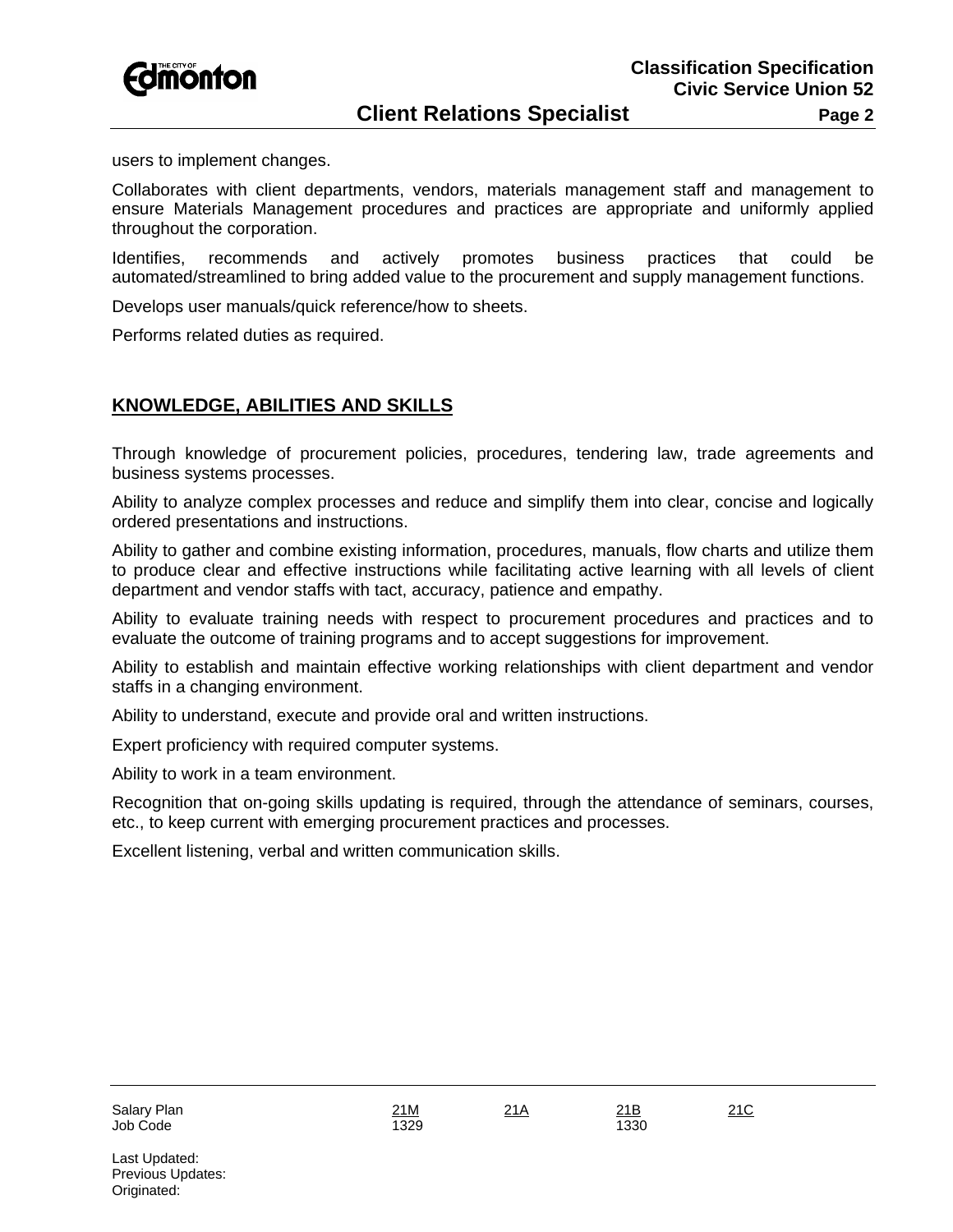users to implement changes.

Collaborates with client departments, vendors, materials management staff and management to ensure Materials Management procedures and practices are appropriate and uniformly applied throughout the corporation.

Identifies, recommends and actively promotes business practices that could be automated/streamlined to bring added value to the procurement and supply management functions.

Develops user manuals/quick reference/how to sheets.

Performs related duties as required.

## KNOWLEDGE, ABILITIES AND SKILLS

Through knowledge of procurement policies, procedures, tendering law, trade agreements and business systems processes.

Ability to analyze complex processes and reduce and simplify them into clear, concise and logically ordered presentations and instructions.

Ability to gather and combine existing information, procedures, manuals, flow charts and utilize them to produce clear and effective instructions while facilitating active learning with all levels of client department and vendor staffs with tact, accuracy, patience and empathy.

Ability to evaluate training needs with respect to procurement procedures and practices and to evaluate the outcome of training programs and to accept suggestions for improvement.

Ability to establish and maintain effective working relationships with client department and vendor staffs in a changing environment.

Ability to understand, execute and provide oral and written instructions.

Expert proficiency with required computer systems.

Ability to work in a team environment.

Recognition that on-going skills updating is required, through the attendance of seminars, courses, etc., to keep current with emerging procurement practices and processes.

Excellent listening, verbal and written communication skills.

| Salary Plan | 21M | 21A | 21B | 21C |
| --- | --- | --- | --- | --- |
| Job Code | 1329 | | 1330 | |

Last Updated:
Previous Updates:
Originated: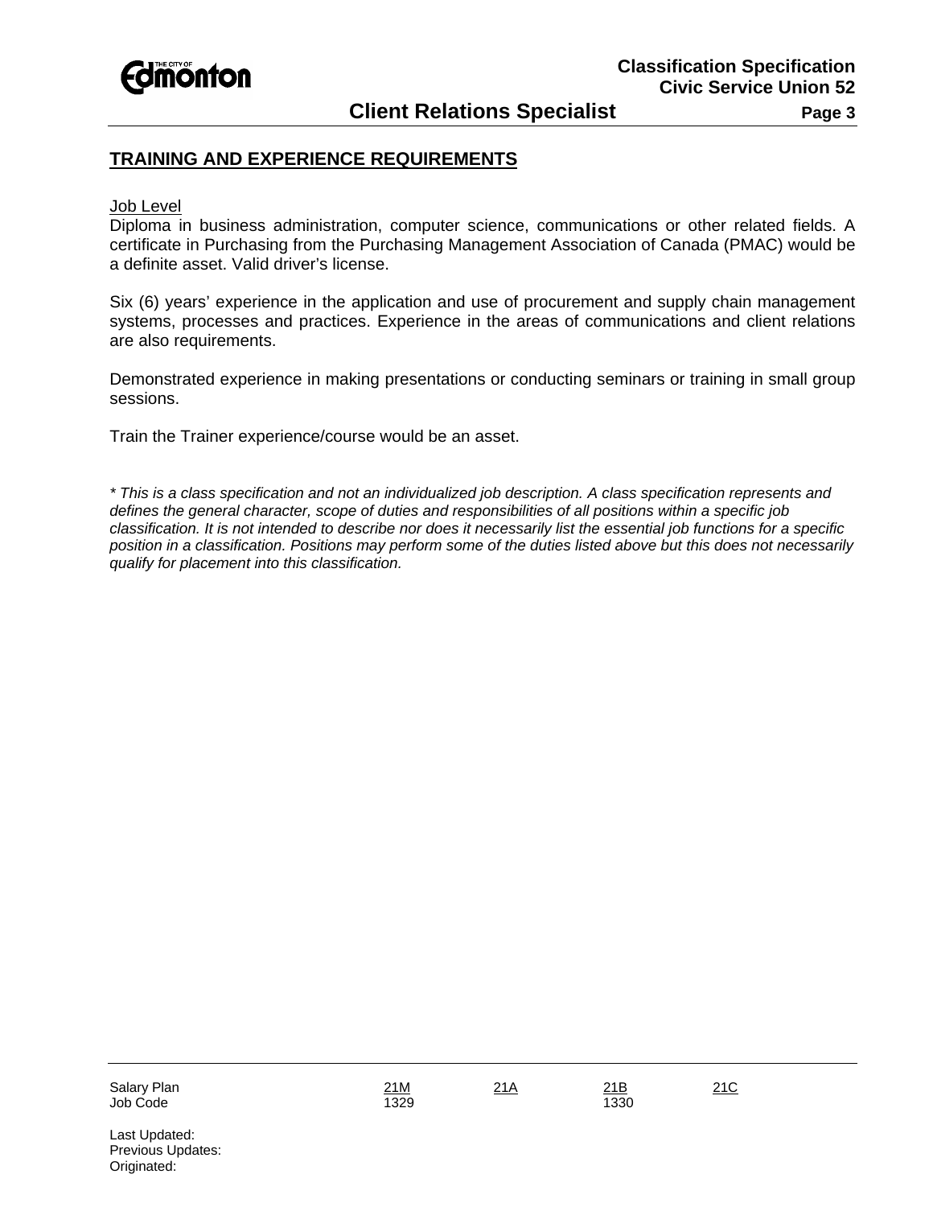## TRAINING AND EXPERIENCE REQUIREMENTS

Job Level

Diploma in business administration, computer science, communications or other related fields. A certificate in Purchasing from the Purchasing Management Association of Canada (PMAC) would be a definite asset. Valid driver's license.

Six (6) years' experience in the application and use of procurement and supply chain management systems, processes and practices. Experience in the areas of communications and client relations are also requirements.

Demonstrated experience in making presentations or conducting seminars or training in small group sessions.

Train the Trainer experience/course would be an asset.

*\* This is a class specification and not an individualized job description. A class specification represents and defines the general character, scope of duties and responsibilities of all positions within a specific job classification. It is not intended to describe nor does it necessarily list the essential job functions for a specific position in a classification. Positions may perform some of the duties listed above but this does not necessarily qualify for placement into this classification.*

| | | | | |
|---|---|---|---|---|
| Salary Plan | 21M | 21A | 21B | 21C |
| Job Code | 1329 | | 1330 | |

Last Updated:
Previous Updates:
Originated: